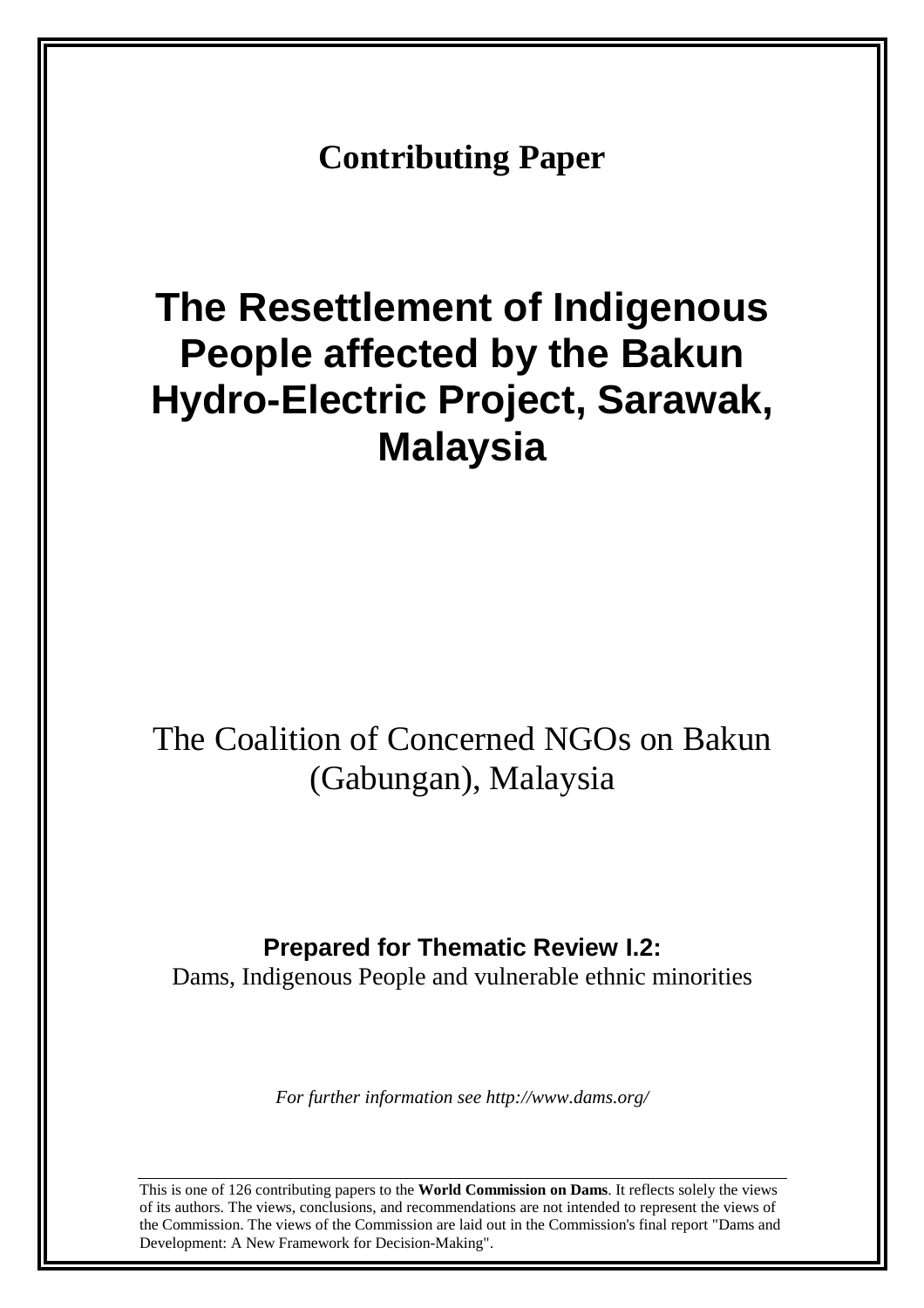**Contributing Paper**

# The Resettlement of Indigenous People affected by the Bakun Hydro-Electric Project, Sarawak, Malaysia

The Coalition of Concerned NGOs on Bakun (Gabungan), Malaysia

**Prepared for Thematic Review I.2:**
Dams, Indigenous People and vulnerable ethnic minorities

*For further information see http://www.dams.org/*

This is one of 126 contributing papers to the **World Commission on Dams**. It reflects solely the views of its authors. The views, conclusions, and recommendations are not intended to represent the views of the Commission. The views of the Commission are laid out in the Commission's final report "Dams and Development: A New Framework for Decision-Making".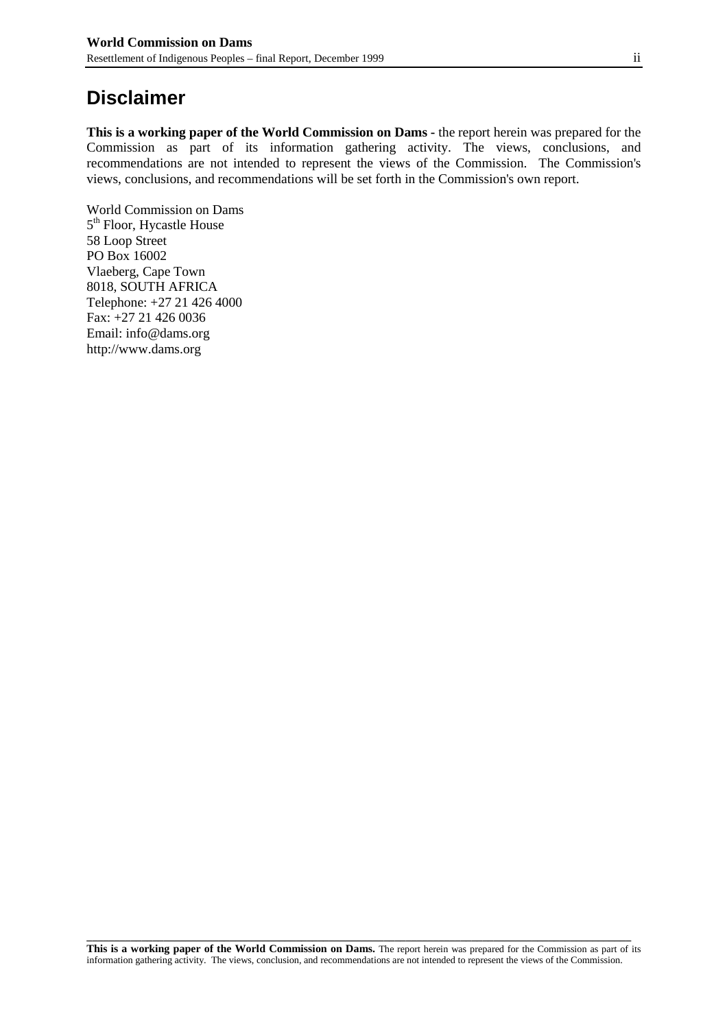# Disclaimer

**This is a working paper of the World Commission on Dams** - the report herein was prepared for the Commission as part of its information gathering activity. The views, conclusions, and recommendations are not intended to represent the views of the Commission. The Commission's views, conclusions, and recommendations will be set forth in the Commission's own report.

World Commission on Dams
5th Floor, Hycastle House
58 Loop Street
PO Box 16002
Vlaeberg, Cape Town
8018, SOUTH AFRICA
Telephone: +27 21 426 4000
Fax: +27 21 426 0036
Email: info@dams.org
http://www.dams.org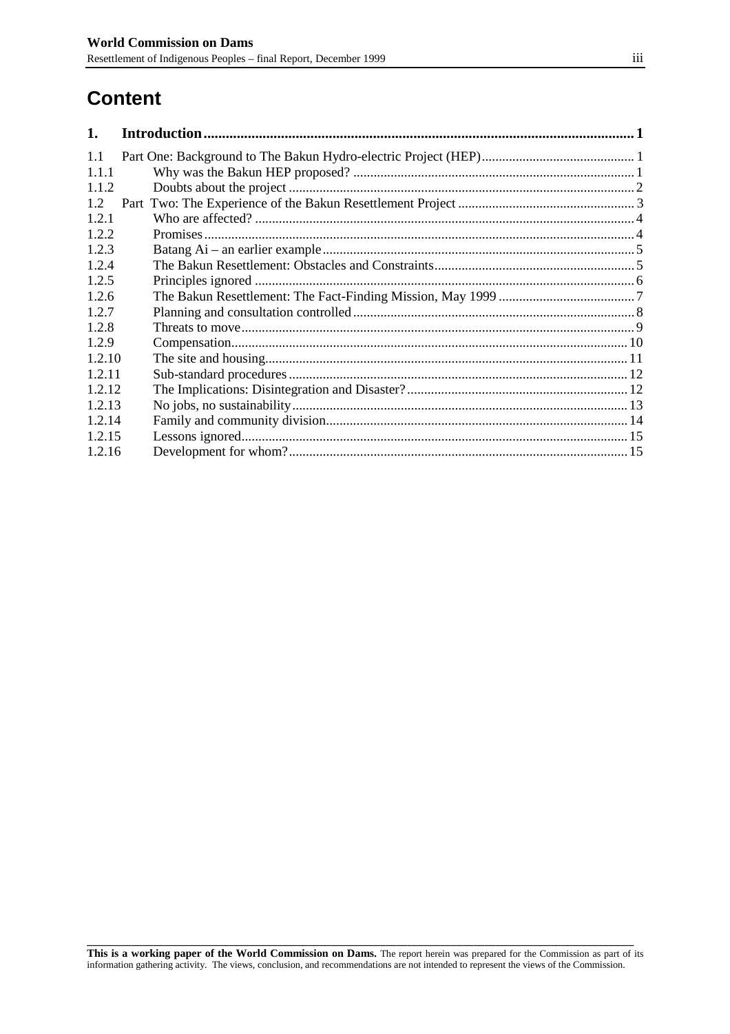# Content

| | | |
|---|---|---|
| **1.** | **Introduction** | **1** |
| 1.1 | Part One: Background to The Bakun Hydro-electric Project (HEP) | 1 |
| 1.1.1 | Why was the Bakun HEP proposed? | 1 |
| 1.1.2 | Doubts about the project | 2 |
| 1.2 | Part Two: The Experience of the Bakun Resettlement Project | 3 |
| 1.2.1 | Who are affected? | 4 |
| 1.2.2 | Promises | 4 |
| 1.2.3 | Batang Ai – an earlier example | 5 |
| 1.2.4 | The Bakun Resettlement: Obstacles and Constraints | 5 |
| 1.2.5 | Principles ignored | 6 |
| 1.2.6 | The Bakun Resettlement: The Fact-Finding Mission, May 1999 | 7 |
| 1.2.7 | Planning and consultation controlled | 8 |
| 1.2.8 | Threats to move | 9 |
| 1.2.9 | Compensation | 10 |
| 1.2.10 | The site and housing | 11 |
| 1.2.11 | Sub-standard procedures | 12 |
| 1.2.12 | The Implications: Disintegration and Disaster? | 12 |
| 1.2.13 | No jobs, no sustainability | 13 |
| 1.2.14 | Family and community division | 14 |
| 1.2.15 | Lessons ignored | 15 |
| 1.2.16 | Development for whom? | 15 |

**This is a working paper of the World Commission on Dams.** The report herein was prepared for the Commission as part of its information gathering activity. The views, conclusion, and recommendations are not intended to represent the views of the Commission.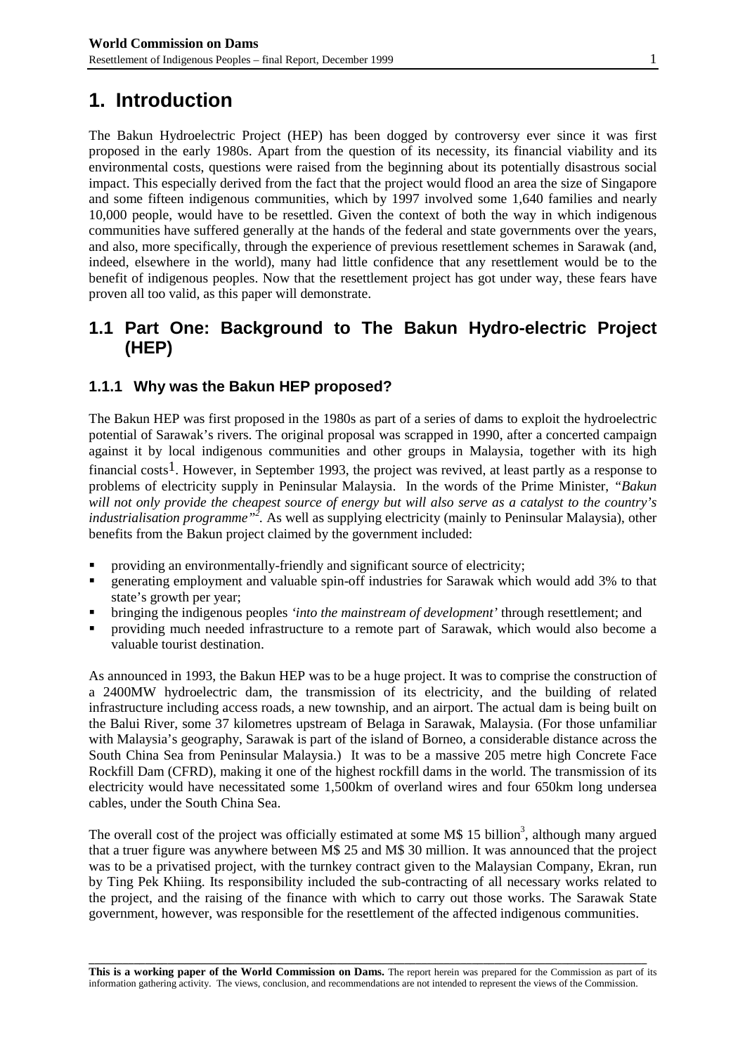# 1. Introduction

The Bakun Hydroelectric Project (HEP) has been dogged by controversy ever since it was first proposed in the early 1980s. Apart from the question of its necessity, its financial viability and its environmental costs, questions were raised from the beginning about its potentially disastrous social impact. This especially derived from the fact that the project would flood an area the size of Singapore and some fifteen indigenous communities, which by 1997 involved some 1,640 families and nearly 10,000 people, would have to be resettled. Given the context of both the way in which indigenous communities have suffered generally at the hands of the federal and state governments over the years, and also, more specifically, through the experience of previous resettlement schemes in Sarawak (and, indeed, elsewhere in the world), many had little confidence that any resettlement would be to the benefit of indigenous peoples. Now that the resettlement project has got under way, these fears have proven all too valid, as this paper will demonstrate.

## 1.1 Part One: Background to The Bakun Hydro-electric Project (HEP)

### 1.1.1 Why was the Bakun HEP proposed?

The Bakun HEP was first proposed in the 1980s as part of a series of dams to exploit the hydroelectric potential of Sarawak's rivers. The original proposal was scrapped in 1990, after a concerted campaign against it by local indigenous communities and other groups in Malaysia, together with its high financial costs[1]. However, in September 1993, the project was revived, at least partly as a response to problems of electricity supply in Peninsular Malaysia. In the words of the Prime Minister, *"Bakun will not only provide the cheapest source of energy but will also serve as a catalyst to the country's industrialisation programme"*[2]. As well as supplying electricity (mainly to Peninsular Malaysia), other benefits from the Bakun project claimed by the government included:

- providing an environmentally-friendly and significant source of electricity;
- generating employment and valuable spin-off industries for Sarawak which would add 3% to that state's growth per year;
- bringing the indigenous peoples *'into the mainstream of development'* through resettlement; and
- providing much needed infrastructure to a remote part of Sarawak, which would also become a valuable tourist destination.

As announced in 1993, the Bakun HEP was to be a huge project. It was to comprise the construction of a 2400MW hydroelectric dam, the transmission of its electricity, and the building of related infrastructure including access roads, a new township, and an airport. The actual dam is being built on the Balui River, some 37 kilometres upstream of Belaga in Sarawak, Malaysia. (For those unfamiliar with Malaysia's geography, Sarawak is part of the island of Borneo, a considerable distance across the South China Sea from Peninsular Malaysia.) It was to be a massive 205 metre high Concrete Face Rockfill Dam (CFRD), making it one of the highest rockfill dams in the world. The transmission of its electricity would have necessitated some 1,500km of overland wires and four 650km long undersea cables, under the South China Sea.

The overall cost of the project was officially estimated at some M$ 15 billion[3], although many argued that a truer figure was anywhere between M$ 25 and M$ 30 million. It was announced that the project was to be a privatised project, with the turnkey contract given to the Malaysian Company, Ekran, run by Ting Pek Khiing. Its responsibility included the sub-contracting of all necessary works related to the project, and the raising of the finance with which to carry out those works. The Sarawak State government, however, was responsible for the resettlement of the affected indigenous communities.

**This is a working paper of the World Commission on Dams.** The report herein was prepared for the Commission as part of its information gathering activity. The views, conclusion, and recommendations are not intended to represent the views of the Commission.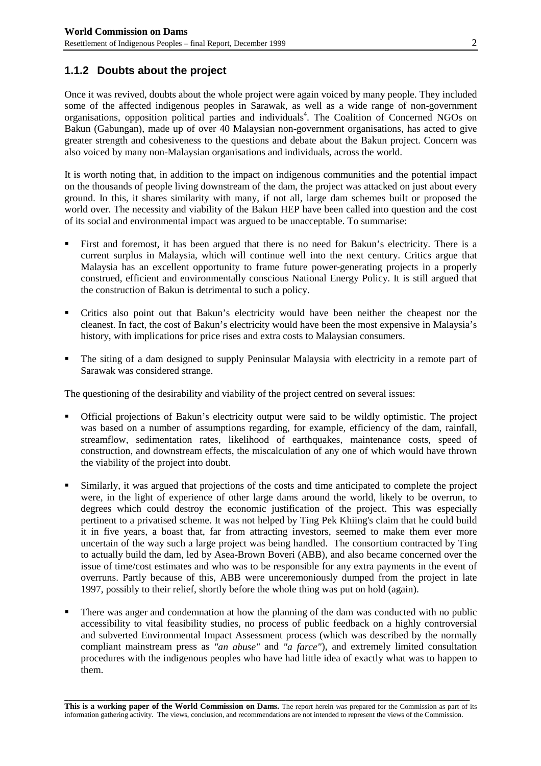### 1.1.2 Doubts about the project

Once it was revived, doubts about the whole project were again voiced by many people. They included some of the affected indigenous peoples in Sarawak, as well as a wide range of non-government organisations, opposition political parties and individuals[4]. The Coalition of Concerned NGOs on Bakun (Gabungan), made up of over 40 Malaysian non-government organisations, has acted to give greater strength and cohesiveness to the questions and debate about the Bakun project. Concern was also voiced by many non-Malaysian organisations and individuals, across the world.

It is worth noting that, in addition to the impact on indigenous communities and the potential impact on the thousands of people living downstream of the dam, the project was attacked on just about every ground. In this, it shares similarity with many, if not all, large dam schemes built or proposed the world over. The necessity and viability of the Bakun HEP have been called into question and the cost of its social and environmental impact was argued to be unacceptable. To summarise:

- First and foremost, it has been argued that there is no need for Bakun's electricity. There is a current surplus in Malaysia, which will continue well into the next century. Critics argue that Malaysia has an excellent opportunity to frame future power-generating projects in a properly construed, efficient and environmentally conscious National Energy Policy. It is still argued that the construction of Bakun is detrimental to such a policy.
- Critics also point out that Bakun's electricity would have been neither the cheapest nor the cleanest. In fact, the cost of Bakun's electricity would have been the most expensive in Malaysia's history, with implications for price rises and extra costs to Malaysian consumers.
- The siting of a dam designed to supply Peninsular Malaysia with electricity in a remote part of Sarawak was considered strange.

The questioning of the desirability and viability of the project centred on several issues:

- Official projections of Bakun's electricity output were said to be wildly optimistic. The project was based on a number of assumptions regarding, for example, efficiency of the dam, rainfall, streamflow, sedimentation rates, likelihood of earthquakes, maintenance costs, speed of construction, and downstream effects, the miscalculation of any one of which would have thrown the viability of the project into doubt.
- Similarly, it was argued that projections of the costs and time anticipated to complete the project were, in the light of experience of other large dams around the world, likely to be overrun, to degrees which could destroy the economic justification of the project. This was especially pertinent to a privatised scheme. It was not helped by Ting Pek Khiing's claim that he could build it in five years, a boast that, far from attracting investors, seemed to make them ever more uncertain of the way such a large project was being handled. The consortium contracted by Ting to actually build the dam, led by Asea-Brown Boveri (ABB), and also became concerned over the issue of time/cost estimates and who was to be responsible for any extra payments in the event of overruns. Partly because of this, ABB were unceremoniously dumped from the project in late 1997, possibly to their relief, shortly before the whole thing was put on hold (again).
- There was anger and condemnation at how the planning of the dam was conducted with no public accessibility to vital feasibility studies, no process of public feedback on a highly controversial and subverted Environmental Impact Assessment process (which was described by the normally compliant mainstream press as *"an abuse"* and *"a farce"*), and extremely limited consultation procedures with the indigenous peoples who have had little idea of exactly what was to happen to them.

**This is a working paper of the World Commission on Dams.** The report herein was prepared for the Commission as part of its information gathering activity. The views, conclusion, and recommendations are not intended to represent the views of the Commission.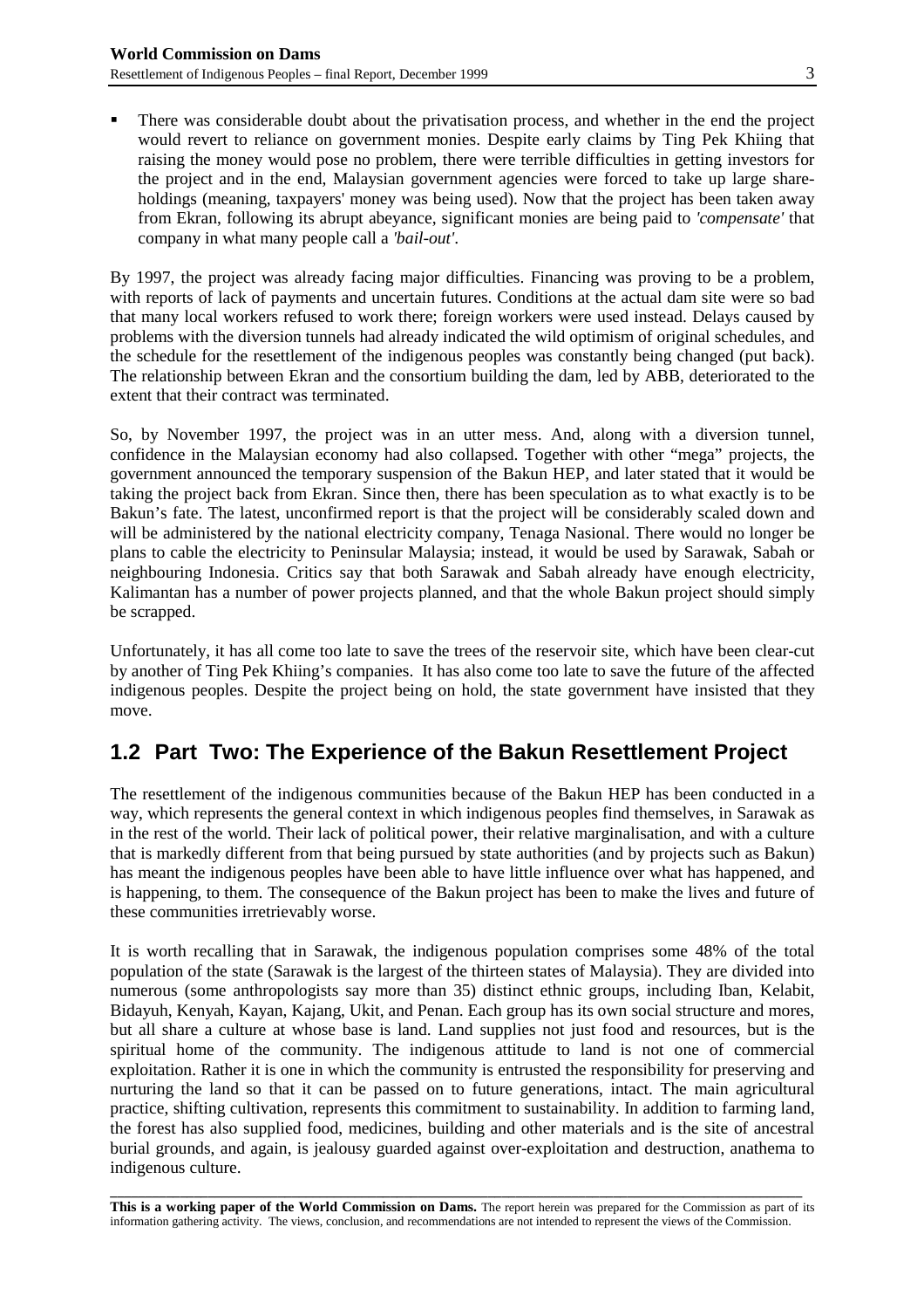- There was considerable doubt about the privatisation process, and whether in the end the project would revert to reliance on government monies. Despite early claims by Ting Pek Khiing that raising the money would pose no problem, there were terrible difficulties in getting investors for the project and in the end, Malaysian government agencies were forced to take up large share-holdings (meaning, taxpayers' money was being used). Now that the project has been taken away from Ekran, following its abrupt abeyance, significant monies are being paid to *'compensate'* that company in what many people call a *'bail-out'*.

By 1997, the project was already facing major difficulties. Financing was proving to be a problem, with reports of lack of payments and uncertain futures. Conditions at the actual dam site were so bad that many local workers refused to work there; foreign workers were used instead. Delays caused by problems with the diversion tunnels had already indicated the wild optimism of original schedules, and the schedule for the resettlement of the indigenous peoples was constantly being changed (put back). The relationship between Ekran and the consortium building the dam, led by ABB, deteriorated to the extent that their contract was terminated.

So, by November 1997, the project was in an utter mess. And, along with a diversion tunnel, confidence in the Malaysian economy had also collapsed. Together with other "mega" projects, the government announced the temporary suspension of the Bakun HEP, and later stated that it would be taking the project back from Ekran. Since then, there has been speculation as to what exactly is to be Bakun's fate. The latest, unconfirmed report is that the project will be considerably scaled down and will be administered by the national electricity company, Tenaga Nasional. There would no longer be plans to cable the electricity to Peninsular Malaysia; instead, it would be used by Sarawak, Sabah or neighbouring Indonesia. Critics say that both Sarawak and Sabah already have enough electricity, Kalimantan has a number of power projects planned, and that the whole Bakun project should simply be scrapped.

Unfortunately, it has all come too late to save the trees of the reservoir site, which have been clear-cut by another of Ting Pek Khiing's companies. It has also come too late to save the future of the affected indigenous peoples. Despite the project being on hold, the state government have insisted that they move.

## 1.2 Part Two: The Experience of the Bakun Resettlement Project

The resettlement of the indigenous communities because of the Bakun HEP has been conducted in a way, which represents the general context in which indigenous peoples find themselves, in Sarawak as in the rest of the world. Their lack of political power, their relative marginalisation, and with a culture that is markedly different from that being pursued by state authorities (and by projects such as Bakun) has meant the indigenous peoples have been able to have little influence over what has happened, and is happening, to them. The consequence of the Bakun project has been to make the lives and future of these communities irretrievably worse.

It is worth recalling that in Sarawak, the indigenous population comprises some 48% of the total population of the state (Sarawak is the largest of the thirteen states of Malaysia). They are divided into numerous (some anthropologists say more than 35) distinct ethnic groups, including Iban, Kelabit, Bidayuh, Kenyah, Kayan, Kajang, Ukit, and Penan. Each group has its own social structure and mores, but all share a culture at whose base is land. Land supplies not just food and resources, but is the spiritual home of the community. The indigenous attitude to land is not one of commercial exploitation. Rather it is one in which the community is entrusted the responsibility for preserving and nurturing the land so that it can be passed on to future generations, intact. The main agricultural practice, shifting cultivation, represents this commitment to sustainability. In addition to farming land, the forest has also supplied food, medicines, building and other materials and is the site of ancestral burial grounds, and again, is jealousy guarded against over-exploitation and destruction, anathema to indigenous culture.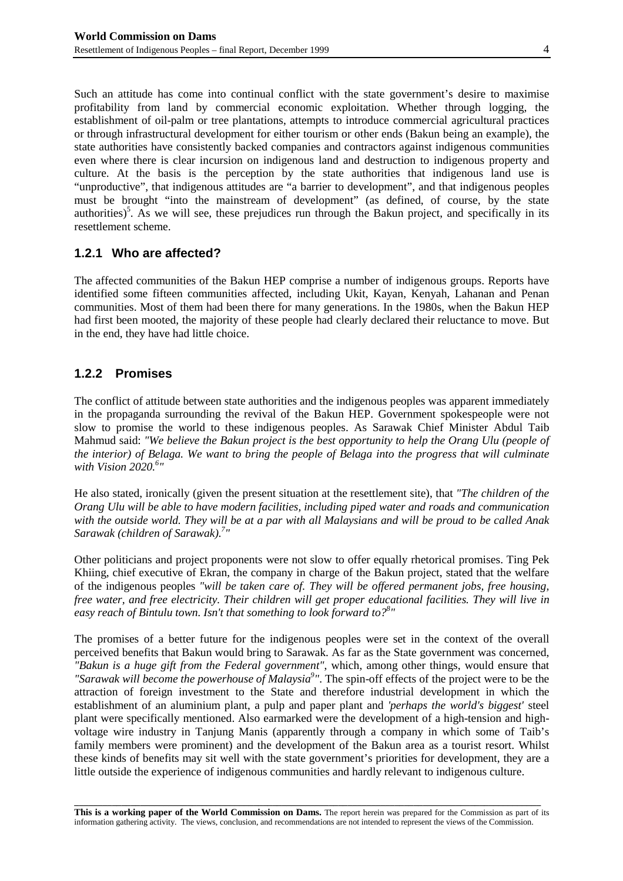Such an attitude has come into continual conflict with the state government's desire to maximise profitability from land by commercial economic exploitation. Whether through logging, the establishment of oil-palm or tree plantations, attempts to introduce commercial agricultural practices or through infrastructural development for either tourism or other ends (Bakun being an example), the state authorities have consistently backed companies and contractors against indigenous communities even where there is clear incursion on indigenous land and destruction to indigenous property and culture. At the basis is the perception by the state authorities that indigenous land use is "unproductive", that indigenous attitudes are "a barrier to development", and that indigenous peoples must be brought "into the mainstream of development" (as defined, of course, by the state authorities)[5]. As we will see, these prejudices run through the Bakun project, and specifically in its resettlement scheme.

### 1.2.1 Who are affected?

The affected communities of the Bakun HEP comprise a number of indigenous groups. Reports have identified some fifteen communities affected, including Ukit, Kayan, Kenyah, Lahanan and Penan communities. Most of them had been there for many generations. In the 1980s, when the Bakun HEP had first been mooted, the majority of these people had clearly declared their reluctance to move. But in the end, they have had little choice.

### 1.2.2 Promises

The conflict of attitude between state authorities and the indigenous peoples was apparent immediately in the propaganda surrounding the revival of the Bakun HEP. Government spokespeople were not slow to promise the world to these indigenous peoples. As Sarawak Chief Minister Abdul Taib Mahmud said: *"We believe the Bakun project is the best opportunity to help the Orang Ulu (people of the interior) of Belaga. We want to bring the people of Belaga into the progress that will culminate with Vision 2020.[6]"*

He also stated, ironically (given the present situation at the resettlement site), that *"The children of the Orang Ulu will be able to have modern facilities, including piped water and roads and communication with the outside world. They will be at a par with all Malaysians and will be proud to be called Anak Sarawak (children of Sarawak).[7]"*

Other politicians and project proponents were not slow to offer equally rhetorical promises. Ting Pek Khiing, chief executive of Ekran, the company in charge of the Bakun project, stated that the welfare of the indigenous peoples *"will be taken care of. They will be offered permanent jobs, free housing, free water, and free electricity. Their children will get proper educational facilities. They will live in easy reach of Bintulu town. Isn't that something to look forward to?[8]"*

The promises of a better future for the indigenous peoples were set in the context of the overall perceived benefits that Bakun would bring to Sarawak. As far as the State government was concerned, *"Bakun is a huge gift from the Federal government"*, which, among other things, would ensure that *"Sarawak will become the powerhouse of Malaysia[9]"*. The spin-off effects of the project were to be the attraction of foreign investment to the State and therefore industrial development in which the establishment of an aluminium plant, a pulp and paper plant and *'perhaps the world's biggest'* steel plant were specifically mentioned. Also earmarked were the development of a high-tension and high-voltage wire industry in Tanjung Manis (apparently through a company in which some of Taib's family members were prominent) and the development of the Bakun area as a tourist resort. Whilst these kinds of benefits may sit well with the state government's priorities for development, they are a little outside the experience of indigenous communities and hardly relevant to indigenous culture.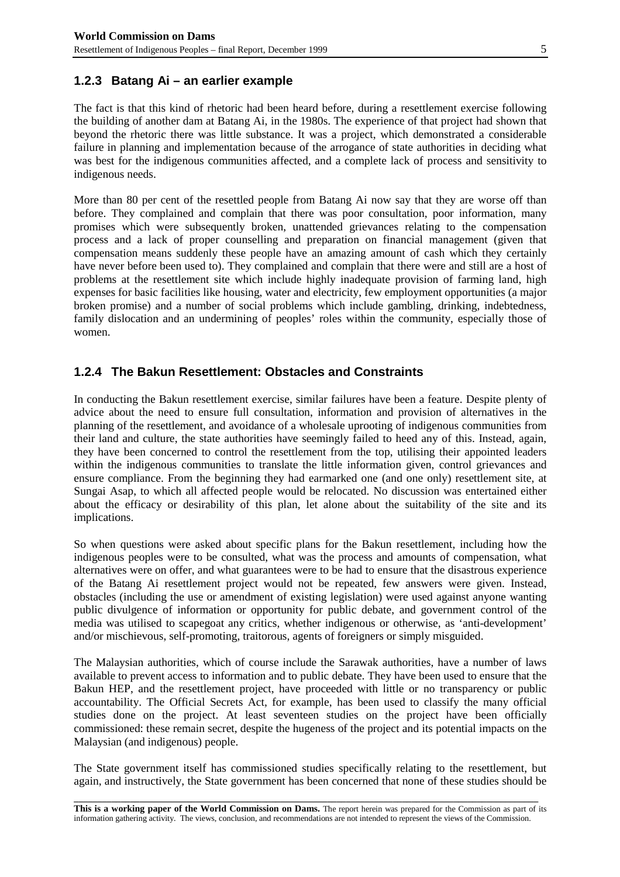### 1.2.3 Batang Ai – an earlier example

The fact is that this kind of rhetoric had been heard before, during a resettlement exercise following the building of another dam at Batang Ai, in the 1980s. The experience of that project had shown that beyond the rhetoric there was little substance. It was a project, which demonstrated a considerable failure in planning and implementation because of the arrogance of state authorities in deciding what was best for the indigenous communities affected, and a complete lack of process and sensitivity to indigenous needs.

More than 80 per cent of the resettled people from Batang Ai now say that they are worse off than before. They complained and complain that there was poor consultation, poor information, many promises which were subsequently broken, unattended grievances relating to the compensation process and a lack of proper counselling and preparation on financial management (given that compensation means suddenly these people have an amazing amount of cash which they certainly have never before been used to). They complained and complain that there were and still are a host of problems at the resettlement site which include highly inadequate provision of farming land, high expenses for basic facilities like housing, water and electricity, few employment opportunities (a major broken promise) and a number of social problems which include gambling, drinking, indebtedness, family dislocation and an undermining of peoples' roles within the community, especially those of women.

### 1.2.4 The Bakun Resettlement: Obstacles and Constraints

In conducting the Bakun resettlement exercise, similar failures have been a feature. Despite plenty of advice about the need to ensure full consultation, information and provision of alternatives in the planning of the resettlement, and avoidance of a wholesale uprooting of indigenous communities from their land and culture, the state authorities have seemingly failed to heed any of this. Instead, again, they have been concerned to control the resettlement from the top, utilising their appointed leaders within the indigenous communities to translate the little information given, control grievances and ensure compliance. From the beginning they had earmarked one (and one only) resettlement site, at Sungai Asap, to which all affected people would be relocated. No discussion was entertained either about the efficacy or desirability of this plan, let alone about the suitability of the site and its implications.

So when questions were asked about specific plans for the Bakun resettlement, including how the indigenous peoples were to be consulted, what was the process and amounts of compensation, what alternatives were on offer, and what guarantees were to be had to ensure that the disastrous experience of the Batang Ai resettlement project would not be repeated, few answers were given. Instead, obstacles (including the use or amendment of existing legislation) were used against anyone wanting public divulgence of information or opportunity for public debate, and government control of the media was utilised to scapegoat any critics, whether indigenous or otherwise, as 'anti-development' and/or mischievous, self-promoting, traitorous, agents of foreigners or simply misguided.

The Malaysian authorities, which of course include the Sarawak authorities, have a number of laws available to prevent access to information and to public debate. They have been used to ensure that the Bakun HEP, and the resettlement project, have proceeded with little or no transparency or public accountability. The Official Secrets Act, for example, has been used to classify the many official studies done on the project. At least seventeen studies on the project have been officially commissioned: these remain secret, despite the hugeness of the project and its potential impacts on the Malaysian (and indigenous) people.

The State government itself has commissioned studies specifically relating to the resettlement, but again, and instructively, the State government has been concerned that none of these studies should be

**This is a working paper of the World Commission on Dams.** The report herein was prepared for the Commission as part of its information gathering activity. The views, conclusion, and recommendations are not intended to represent the views of the Commission.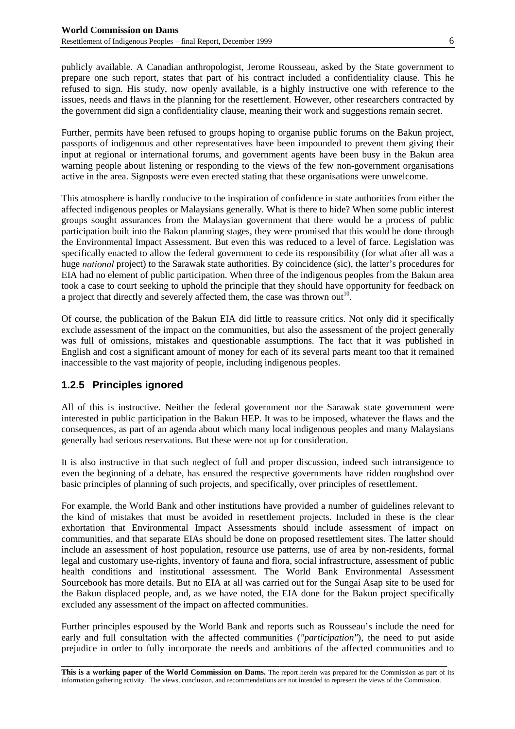publicly available. A Canadian anthropologist, Jerome Rousseau, asked by the State government to prepare one such report, states that part of his contract included a confidentiality clause. This he refused to sign. His study, now openly available, is a highly instructive one with reference to the issues, needs and flaws in the planning for the resettlement. However, other researchers contracted by the government did sign a confidentiality clause, meaning their work and suggestions remain secret.

Further, permits have been refused to groups hoping to organise public forums on the Bakun project, passports of indigenous and other representatives have been impounded to prevent them giving their input at regional or international forums, and government agents have been busy in the Bakun area warning people about listening or responding to the views of the few non-government organisations active in the area. Signposts were even erected stating that these organisations were unwelcome.

This atmosphere is hardly conducive to the inspiration of confidence in state authorities from either the affected indigenous peoples or Malaysians generally. What is there to hide? When some public interest groups sought assurances from the Malaysian government that there would be a process of public participation built into the Bakun planning stages, they were promised that this would be done through the Environmental Impact Assessment. But even this was reduced to a level of farce. Legislation was specifically enacted to allow the federal government to cede its responsibility (for what after all was a huge *national* project) to the Sarawak state authorities. By coincidence (sic), the latter's procedures for EIA had no element of public participation. When three of the indigenous peoples from the Bakun area took a case to court seeking to uphold the principle that they should have opportunity for feedback on a project that directly and severely affected them, the case was thrown out[10].

Of course, the publication of the Bakun EIA did little to reassure critics. Not only did it specifically exclude assessment of the impact on the communities, but also the assessment of the project generally was full of omissions, mistakes and questionable assumptions. The fact that it was published in English and cost a significant amount of money for each of its several parts meant too that it remained inaccessible to the vast majority of people, including indigenous peoples.

### 1.2.5 Principles ignored

All of this is instructive. Neither the federal government nor the Sarawak state government were interested in public participation in the Bakun HEP. It was to be imposed, whatever the flaws and the consequences, as part of an agenda about which many local indigenous peoples and many Malaysians generally had serious reservations. But these were not up for consideration.

It is also instructive in that such neglect of full and proper discussion, indeed such intransigence to even the beginning of a debate, has ensured the respective governments have ridden roughshod over basic principles of planning of such projects, and specifically, over principles of resettlement.

For example, the World Bank and other institutions have provided a number of guidelines relevant to the kind of mistakes that must be avoided in resettlement projects. Included in these is the clear exhortation that Environmental Impact Assessments should include assessment of impact on communities, and that separate EIAs should be done on proposed resettlement sites. The latter should include an assessment of host population, resource use patterns, use of area by non-residents, formal legal and customary use-rights, inventory of fauna and flora, social infrastructure, assessment of public health conditions and institutional assessment. The World Bank Environmental Assessment Sourcebook has more details. But no EIA at all was carried out for the Sungai Asap site to be used for the Bakun displaced people, and, as we have noted, the EIA done for the Bakun project specifically excluded any assessment of the impact on affected communities.

Further principles espoused by the World Bank and reports such as Rousseau's include the need for early and full consultation with the affected communities (*"participation"*), the need to put aside prejudice in order to fully incorporate the needs and ambitions of the affected communities and to

**This is a working paper of the World Commission on Dams.** The report herein was prepared for the Commission as part of its information gathering activity. The views, conclusion, and recommendations are not intended to represent the views of the Commission.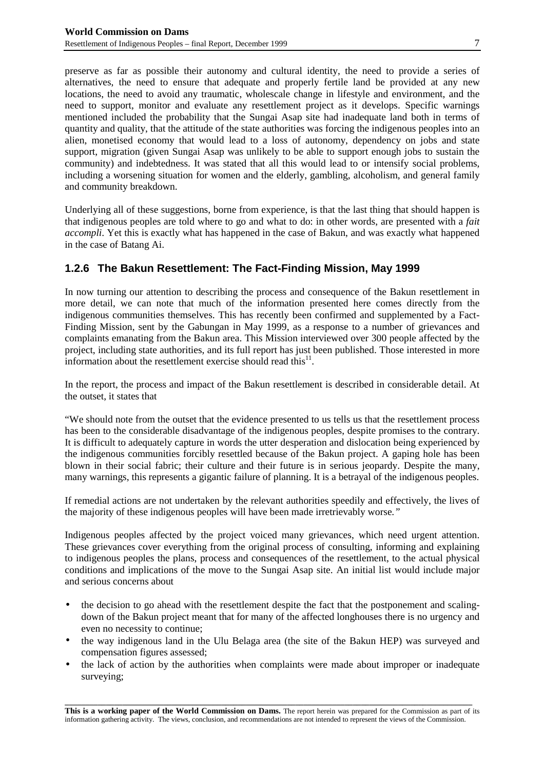preserve as far as possible their autonomy and cultural identity, the need to provide a series of alternatives, the need to ensure that adequate and properly fertile land be provided at any new locations, the need to avoid any traumatic, wholescale change in lifestyle and environment, and the need to support, monitor and evaluate any resettlement project as it develops. Specific warnings mentioned included the probability that the Sungai Asap site had inadequate land both in terms of quantity and quality, that the attitude of the state authorities was forcing the indigenous peoples into an alien, monetised economy that would lead to a loss of autonomy, dependency on jobs and state support, migration (given Sungai Asap was unlikely to be able to support enough jobs to sustain the community) and indebtedness. It was stated that all this would lead to or intensify social problems, including a worsening situation for women and the elderly, gambling, alcoholism, and general family and community breakdown.

Underlying all of these suggestions, borne from experience, is that the last thing that should happen is that indigenous peoples are told where to go and what to do: in other words, are presented with a *fait accompli*. Yet this is exactly what has happened in the case of Bakun, and was exactly what happened in the case of Batang Ai.

### 1.2.6 The Bakun Resettlement: The Fact-Finding Mission, May 1999

In now turning our attention to describing the process and consequence of the Bakun resettlement in more detail, we can note that much of the information presented here comes directly from the indigenous communities themselves. This has recently been confirmed and supplemented by a Fact-Finding Mission, sent by the Gabungan in May 1999, as a response to a number of grievances and complaints emanating from the Bakun area. This Mission interviewed over 300 people affected by the project, including state authorities, and its full report has just been published. Those interested in more information about the resettlement exercise should read this[11].

In the report, the process and impact of the Bakun resettlement is described in considerable detail. At the outset, it states that

"We should note from the outset that the evidence presented to us tells us that the resettlement process has been to the considerable disadvantage of the indigenous peoples, despite promises to the contrary. It is difficult to adequately capture in words the utter desperation and dislocation being experienced by the indigenous communities forcibly resettled because of the Bakun project. A gaping hole has been blown in their social fabric; their culture and their future is in serious jeopardy. Despite the many, many warnings, this represents a gigantic failure of planning. It is a betrayal of the indigenous peoples.

If remedial actions are not undertaken by the relevant authorities speedily and effectively, the lives of the majority of these indigenous peoples will have been made irretrievably worse.*"*

Indigenous peoples affected by the project voiced many grievances, which need urgent attention. These grievances cover everything from the original process of consulting, informing and explaining to indigenous peoples the plans, process and consequences of the resettlement, to the actual physical conditions and implications of the move to the Sungai Asap site. An initial list would include major and serious concerns about

- the decision to go ahead with the resettlement despite the fact that the postponement and scaling-down of the Bakun project meant that for many of the affected longhouses there is no urgency and even no necessity to continue;
- the way indigenous land in the Ulu Belaga area (the site of the Bakun HEP) was surveyed and compensation figures assessed;
- the lack of action by the authorities when complaints were made about improper or inadequate surveying;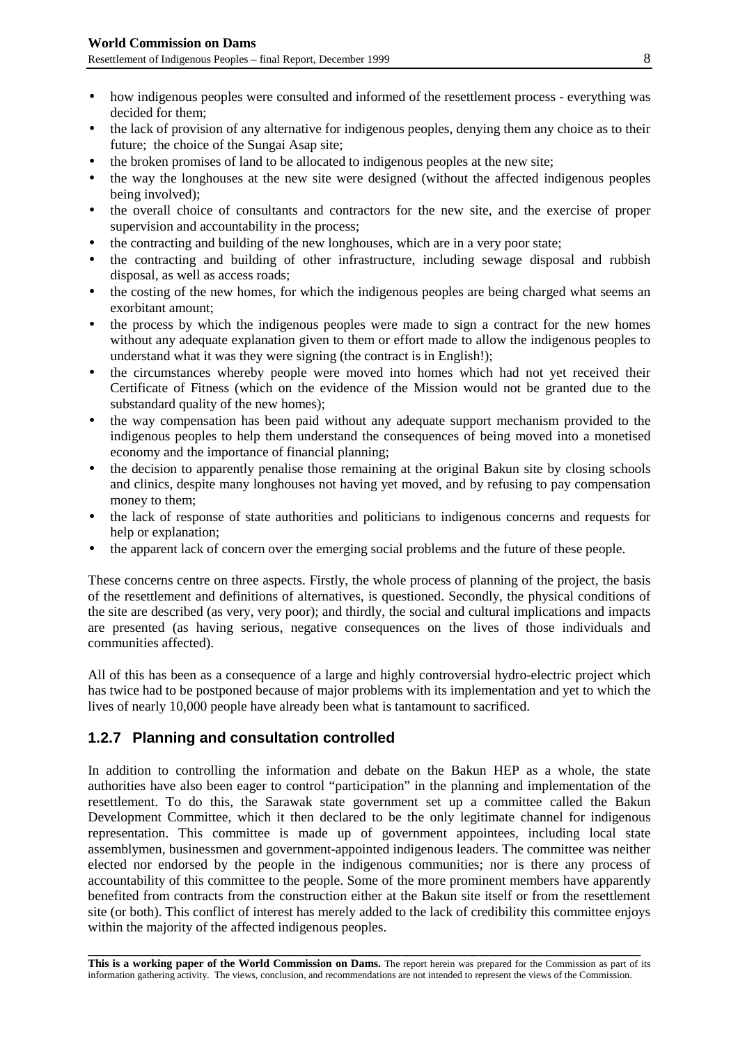- how indigenous peoples were consulted and informed of the resettlement process - everything was decided for them;
- the lack of provision of any alternative for indigenous peoples, denying them any choice as to their future; the choice of the Sungai Asap site;
- the broken promises of land to be allocated to indigenous peoples at the new site;
- the way the longhouses at the new site were designed (without the affected indigenous peoples being involved);
- the overall choice of consultants and contractors for the new site, and the exercise of proper supervision and accountability in the process;
- the contracting and building of the new longhouses, which are in a very poor state;
- the contracting and building of other infrastructure, including sewage disposal and rubbish disposal, as well as access roads;
- the costing of the new homes, for which the indigenous peoples are being charged what seems an exorbitant amount;
- the process by which the indigenous peoples were made to sign a contract for the new homes without any adequate explanation given to them or effort made to allow the indigenous peoples to understand what it was they were signing (the contract is in English!);
- the circumstances whereby people were moved into homes which had not yet received their Certificate of Fitness (which on the evidence of the Mission would not be granted due to the substandard quality of the new homes);
- the way compensation has been paid without any adequate support mechanism provided to the indigenous peoples to help them understand the consequences of being moved into a monetised economy and the importance of financial planning;
- the decision to apparently penalise those remaining at the original Bakun site by closing schools and clinics, despite many longhouses not having yet moved, and by refusing to pay compensation money to them;
- the lack of response of state authorities and politicians to indigenous concerns and requests for help or explanation;
- the apparent lack of concern over the emerging social problems and the future of these people.

These concerns centre on three aspects. Firstly, the whole process of planning of the project, the basis of the resettlement and definitions of alternatives, is questioned. Secondly, the physical conditions of the site are described (as very, very poor); and thirdly, the social and cultural implications and impacts are presented (as having serious, negative consequences on the lives of those individuals and communities affected).

All of this has been as a consequence of a large and highly controversial hydro-electric project which has twice had to be postponed because of major problems with its implementation and yet to which the lives of nearly 10,000 people have already been what is tantamount to sacrificed.

### 1.2.7 Planning and consultation controlled

In addition to controlling the information and debate on the Bakun HEP as a whole, the state authorities have also been eager to control "participation" in the planning and implementation of the resettlement. To do this, the Sarawak state government set up a committee called the Bakun Development Committee, which it then declared to be the only legitimate channel for indigenous representation. This committee is made up of government appointees, including local state assemblymen, businessmen and government-appointed indigenous leaders. The committee was neither elected nor endorsed by the people in the indigenous communities; nor is there any process of accountability of this committee to the people. Some of the more prominent members have apparently benefited from contracts from the construction either at the Bakun site itself or from the resettlement site (or both). This conflict of interest has merely added to the lack of credibility this committee enjoys within the majority of the affected indigenous peoples.

**This is a working paper of the World Commission on Dams.** The report herein was prepared for the Commission as part of its information gathering activity. The views, conclusion, and recommendations are not intended to represent the views of the Commission.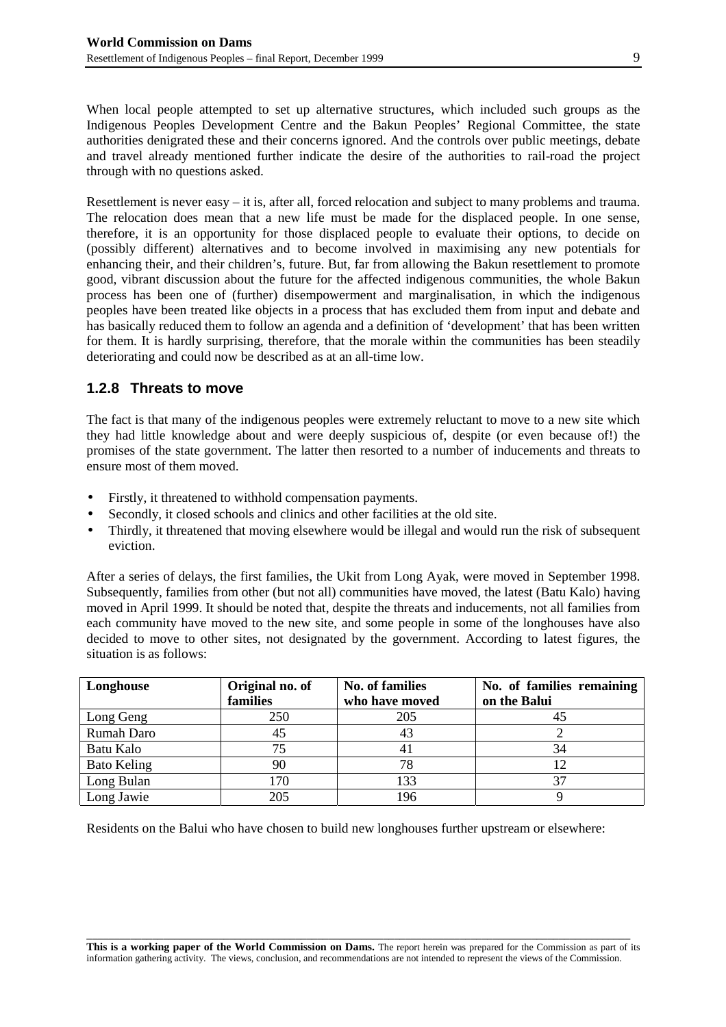When local people attempted to set up alternative structures, which included such groups as the Indigenous Peoples Development Centre and the Bakun Peoples' Regional Committee, the state authorities denigrated these and their concerns ignored. And the controls over public meetings, debate and travel already mentioned further indicate the desire of the authorities to rail-road the project through with no questions asked.

Resettlement is never easy – it is, after all, forced relocation and subject to many problems and trauma. The relocation does mean that a new life must be made for the displaced people. In one sense, therefore, it is an opportunity for those displaced people to evaluate their options, to decide on (possibly different) alternatives and to become involved in maximising any new potentials for enhancing their, and their children's, future. But, far from allowing the Bakun resettlement to promote good, vibrant discussion about the future for the affected indigenous communities, the whole Bakun process has been one of (further) disempowerment and marginalisation, in which the indigenous peoples have been treated like objects in a process that has excluded them from input and debate and has basically reduced them to follow an agenda and a definition of 'development' that has been written for them. It is hardly surprising, therefore, that the morale within the communities has been steadily deteriorating and could now be described as at an all-time low.

### 1.2.8 Threats to move

The fact is that many of the indigenous peoples were extremely reluctant to move to a new site which they had little knowledge about and were deeply suspicious of, despite (or even because of!) the promises of the state government. The latter then resorted to a number of inducements and threats to ensure most of them moved.

- Firstly, it threatened to withhold compensation payments.
- Secondly, it closed schools and clinics and other facilities at the old site.
- Thirdly, it threatened that moving elsewhere would be illegal and would run the risk of subsequent eviction.

After a series of delays, the first families, the Ukit from Long Ayak, were moved in September 1998. Subsequently, families from other (but not all) communities have moved, the latest (Batu Kalo) having moved in April 1999. It should be noted that, despite the threats and inducements, not all families from each community have moved to the new site, and some people in some of the longhouses have also decided to move to other sites, not designated by the government. According to latest figures, the situation is as follows:

| Longhouse | Original no. of families | No. of families who have moved | No. of families remaining on the Balui |
|---|---|---|---|
| Long Geng | 250 | 205 | 45 |
| Rumah Daro | 45 | 43 | 2 |
| Batu Kalo | 75 | 41 | 34 |
| Bato Keling | 90 | 78 | 12 |
| Long Bulan | 170 | 133 | 37 |
| Long Jawie | 205 | 196 | 9 |

Residents on the Balui who have chosen to build new longhouses further upstream or elsewhere: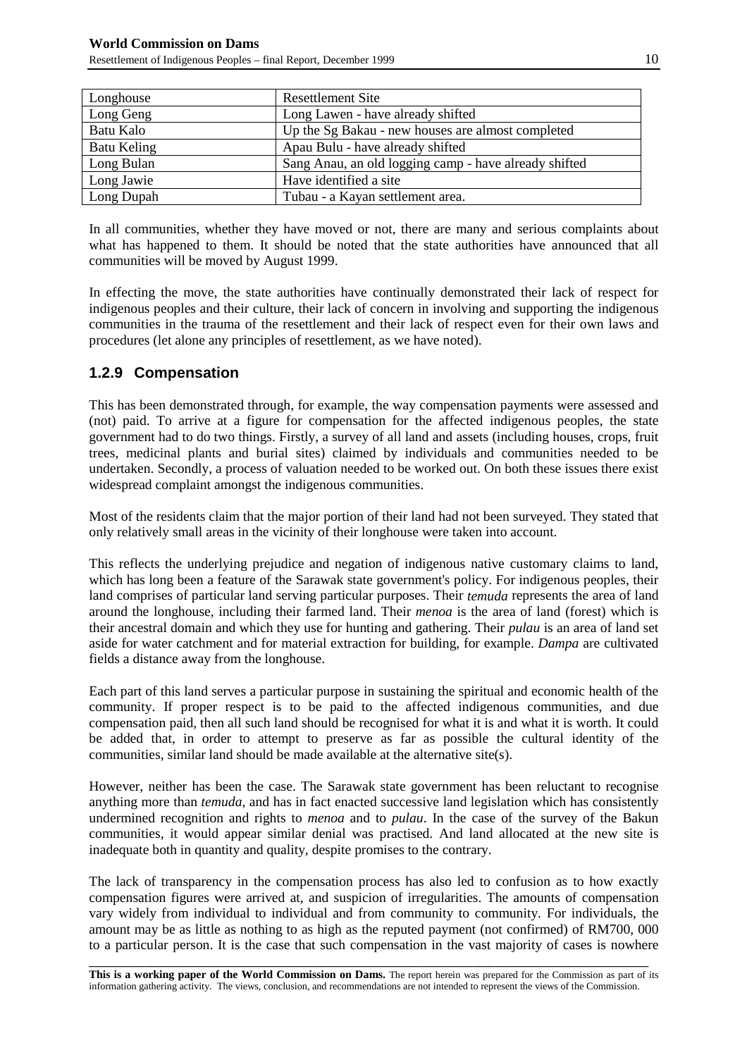| Longhouse | Resettlement Site |
| --- | --- |
| Long Geng | Long Lawen - have already shifted |
| Batu Kalo | Up the Sg Bakau - new houses are almost completed |
| Batu Keling | Apau Bulu - have already shifted |
| Long Bulan | Sang Anau, an old logging camp - have already shifted |
| Long Jawie | Have identified a site |
| Long Dupah | Tubau - a Kayan settlement area. |

In all communities, whether they have moved or not, there are many and serious complaints about what has happened to them. It should be noted that the state authorities have announced that all communities will be moved by August 1999.

In effecting the move, the state authorities have continually demonstrated their lack of respect for indigenous peoples and their culture, their lack of concern in involving and supporting the indigenous communities in the trauma of the resettlement and their lack of respect even for their own laws and procedures (let alone any principles of resettlement, as we have noted).

### 1.2.9 Compensation

This has been demonstrated through, for example, the way compensation payments were assessed and (not) paid. To arrive at a figure for compensation for the affected indigenous peoples, the state government had to do two things. Firstly, a survey of all land and assets (including houses, crops, fruit trees, medicinal plants and burial sites) claimed by individuals and communities needed to be undertaken. Secondly, a process of valuation needed to be worked out. On both these issues there exist widespread complaint amongst the indigenous communities.

Most of the residents claim that the major portion of their land had not been surveyed. They stated that only relatively small areas in the vicinity of their longhouse were taken into account.

This reflects the underlying prejudice and negation of indigenous native customary claims to land, which has long been a feature of the Sarawak state government's policy. For indigenous peoples, their land comprises of particular land serving particular purposes. Their *temuda* represents the area of land around the longhouse, including their farmed land. Their *menoa* is the area of land (forest) which is their ancestral domain and which they use for hunting and gathering. Their *pulau* is an area of land set aside for water catchment and for material extraction for building, for example. *Dampa* are cultivated fields a distance away from the longhouse.

Each part of this land serves a particular purpose in sustaining the spiritual and economic health of the community. If proper respect is to be paid to the affected indigenous communities, and due compensation paid, then all such land should be recognised for what it is and what it is worth. It could be added that, in order to attempt to preserve as far as possible the cultural identity of the communities, similar land should be made available at the alternative site(s).

However, neither has been the case. The Sarawak state government has been reluctant to recognise anything more than *temuda*, and has in fact enacted successive land legislation which has consistently undermined recognition and rights to *menoa* and to *pulau*. In the case of the survey of the Bakun communities, it would appear similar denial was practised. And land allocated at the new site is inadequate both in quantity and quality, despite promises to the contrary.

The lack of transparency in the compensation process has also led to confusion as to how exactly compensation figures were arrived at, and suspicion of irregularities. The amounts of compensation vary widely from individual to individual and from community to community. For individuals, the amount may be as little as nothing to as high as the reputed payment (not confirmed) of RM700, 000 to a particular person. It is the case that such compensation in the vast majority of cases is nowhere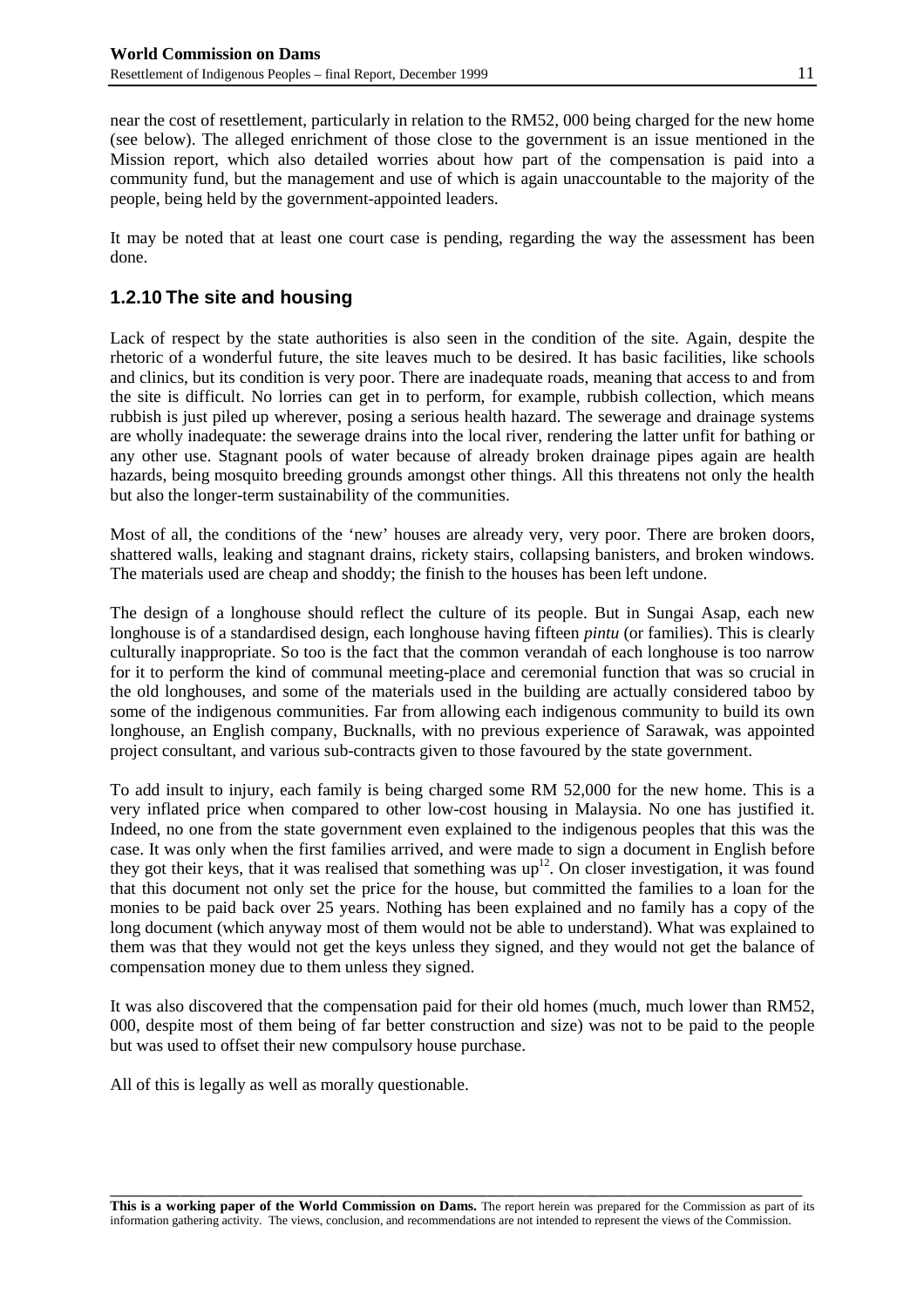near the cost of resettlement, particularly in relation to the RM52, 000 being charged for the new home (see below). The alleged enrichment of those close to the government is an issue mentioned in the Mission report, which also detailed worries about how part of the compensation is paid into a community fund, but the management and use of which is again unaccountable to the majority of the people, being held by the government-appointed leaders.

It may be noted that at least one court case is pending, regarding the way the assessment has been done.

### 1.2.10 The site and housing

Lack of respect by the state authorities is also seen in the condition of the site. Again, despite the rhetoric of a wonderful future, the site leaves much to be desired. It has basic facilities, like schools and clinics, but its condition is very poor. There are inadequate roads, meaning that access to and from the site is difficult. No lorries can get in to perform, for example, rubbish collection, which means rubbish is just piled up wherever, posing a serious health hazard. The sewerage and drainage systems are wholly inadequate: the sewerage drains into the local river, rendering the latter unfit for bathing or any other use. Stagnant pools of water because of already broken drainage pipes again are health hazards, being mosquito breeding grounds amongst other things. All this threatens not only the health but also the longer-term sustainability of the communities.

Most of all, the conditions of the 'new' houses are already very, very poor. There are broken doors, shattered walls, leaking and stagnant drains, rickety stairs, collapsing banisters, and broken windows. The materials used are cheap and shoddy; the finish to the houses has been left undone.

The design of a longhouse should reflect the culture of its people. But in Sungai Asap, each new longhouse is of a standardised design, each longhouse having fifteen *pintu* (or families). This is clearly culturally inappropriate. So too is the fact that the common verandah of each longhouse is too narrow for it to perform the kind of communal meeting-place and ceremonial function that was so crucial in the old longhouses, and some of the materials used in the building are actually considered taboo by some of the indigenous communities. Far from allowing each indigenous community to build its own longhouse, an English company, Bucknalls, with no previous experience of Sarawak, was appointed project consultant, and various sub-contracts given to those favoured by the state government.

To add insult to injury, each family is being charged some RM 52,000 for the new home. This is a very inflated price when compared to other low-cost housing in Malaysia. No one has justified it. Indeed, no one from the state government even explained to the indigenous peoples that this was the case. It was only when the first families arrived, and were made to sign a document in English before they got their keys, that it was realised that something was up[12]. On closer investigation, it was found that this document not only set the price for the house, but committed the families to a loan for the monies to be paid back over 25 years. Nothing has been explained and no family has a copy of the long document (which anyway most of them would not be able to understand). What was explained to them was that they would not get the keys unless they signed, and they would not get the balance of compensation money due to them unless they signed.

It was also discovered that the compensation paid for their old homes (much, much lower than RM52, 000, despite most of them being of far better construction and size) was not to be paid to the people but was used to offset their new compulsory house purchase.

All of this is legally as well as morally questionable.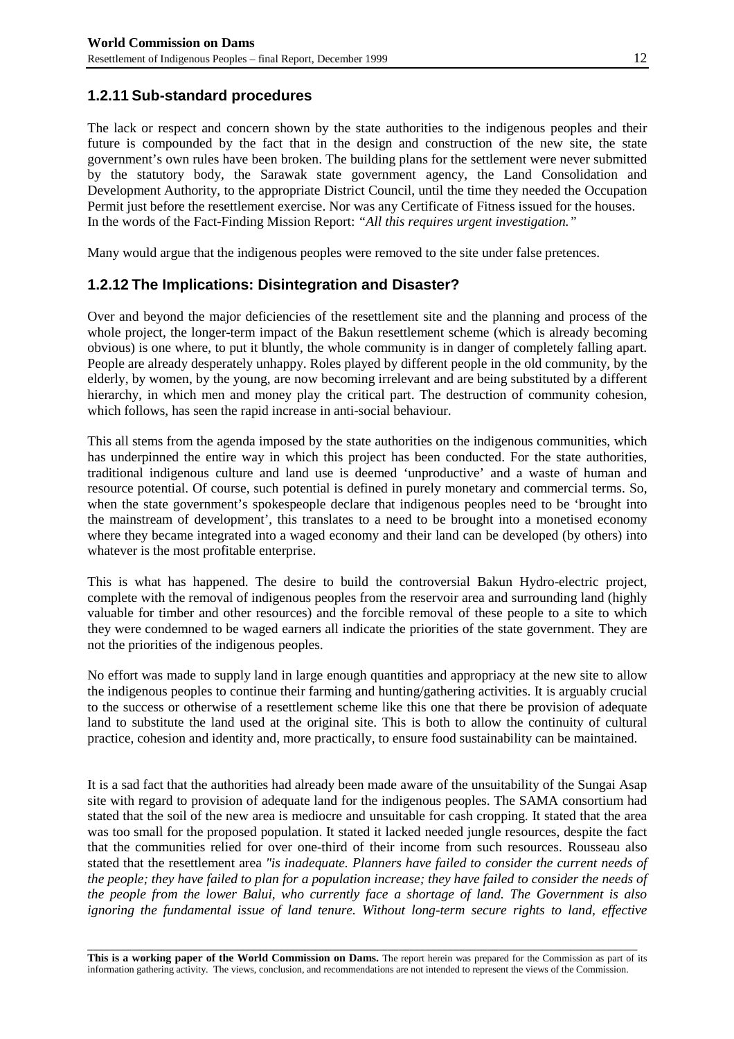### 1.2.11 Sub-standard procedures

The lack or respect and concern shown by the state authorities to the indigenous peoples and their future is compounded by the fact that in the design and construction of the new site, the state government's own rules have been broken. The building plans for the settlement were never submitted by the statutory body, the Sarawak state government agency, the Land Consolidation and Development Authority, to the appropriate District Council, until the time they needed the Occupation Permit just before the resettlement exercise. Nor was any Certificate of Fitness issued for the houses. In the words of the Fact-Finding Mission Report: *"All this requires urgent investigation."*

Many would argue that the indigenous peoples were removed to the site under false pretences.

### 1.2.12 The Implications: Disintegration and Disaster?

Over and beyond the major deficiencies of the resettlement site and the planning and process of the whole project, the longer-term impact of the Bakun resettlement scheme (which is already becoming obvious) is one where, to put it bluntly, the whole community is in danger of completely falling apart. People are already desperately unhappy. Roles played by different people in the old community, by the elderly, by women, by the young, are now becoming irrelevant and are being substituted by a different hierarchy, in which men and money play the critical part. The destruction of community cohesion, which follows, has seen the rapid increase in anti-social behaviour.

This all stems from the agenda imposed by the state authorities on the indigenous communities, which has underpinned the entire way in which this project has been conducted. For the state authorities, traditional indigenous culture and land use is deemed 'unproductive' and a waste of human and resource potential. Of course, such potential is defined in purely monetary and commercial terms. So, when the state government's spokespeople declare that indigenous peoples need to be 'brought into the mainstream of development', this translates to a need to be brought into a monetised economy where they became integrated into a waged economy and their land can be developed (by others) into whatever is the most profitable enterprise.

This is what has happened. The desire to build the controversial Bakun Hydro-electric project, complete with the removal of indigenous peoples from the reservoir area and surrounding land (highly valuable for timber and other resources) and the forcible removal of these people to a site to which they were condemned to be waged earners all indicate the priorities of the state government. They are not the priorities of the indigenous peoples.

No effort was made to supply land in large enough quantities and appropriacy at the new site to allow the indigenous peoples to continue their farming and hunting/gathering activities. It is arguably crucial to the success or otherwise of a resettlement scheme like this one that there be provision of adequate land to substitute the land used at the original site. This is both to allow the continuity of cultural practice, cohesion and identity and, more practically, to ensure food sustainability can be maintained.

It is a sad fact that the authorities had already been made aware of the unsuitability of the Sungai Asap site with regard to provision of adequate land for the indigenous peoples. The SAMA consortium had stated that the soil of the new area is mediocre and unsuitable for cash cropping. It stated that the area was too small for the proposed population. It stated it lacked needed jungle resources, despite the fact that the communities relied for over one-third of their income from such resources. Rousseau also stated that the resettlement area *"is inadequate. Planners have failed to consider the current needs of the people; they have failed to plan for a population increase; they have failed to consider the needs of the people from the lower Balui, who currently face a shortage of land. The Government is also ignoring the fundamental issue of land tenure. Without long-term secure rights to land, effective*

**This is a working paper of the World Commission on Dams.** The report herein was prepared for the Commission as part of its information gathering activity. The views, conclusion, and recommendations are not intended to represent the views of the Commission.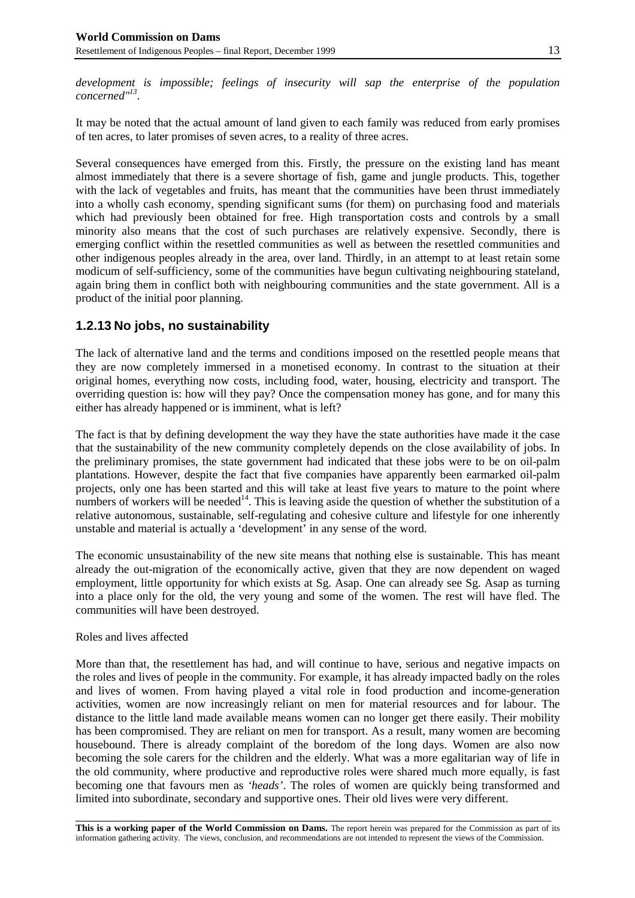*development is impossible; feelings of insecurity will sap the enterprise of the population concerned"*[13].

It may be noted that the actual amount of land given to each family was reduced from early promises of ten acres, to later promises of seven acres, to a reality of three acres.

Several consequences have emerged from this. Firstly, the pressure on the existing land has meant almost immediately that there is a severe shortage of fish, game and jungle products. This, together with the lack of vegetables and fruits, has meant that the communities have been thrust immediately into a wholly cash economy, spending significant sums (for them) on purchasing food and materials which had previously been obtained for free. High transportation costs and controls by a small minority also means that the cost of such purchases are relatively expensive. Secondly, there is emerging conflict within the resettled communities as well as between the resettled communities and other indigenous peoples already in the area, over land. Thirdly, in an attempt to at least retain some modicum of self-sufficiency, some of the communities have begun cultivating neighbouring stateland, again bring them in conflict both with neighbouring communities and the state government. All is a product of the initial poor planning.

### 1.2.13 No jobs, no sustainability

The lack of alternative land and the terms and conditions imposed on the resettled people means that they are now completely immersed in a monetised economy. In contrast to the situation at their original homes, everything now costs, including food, water, housing, electricity and transport. The overriding question is: how will they pay? Once the compensation money has gone, and for many this either has already happened or is imminent, what is left?

The fact is that by defining development the way they have the state authorities have made it the case that the sustainability of the new community completely depends on the close availability of jobs. In the preliminary promises, the state government had indicated that these jobs were to be on oil-palm plantations. However, despite the fact that five companies have apparently been earmarked oil-palm projects, only one has been started and this will take at least five years to mature to the point where numbers of workers will be needed[14]. This is leaving aside the question of whether the substitution of a relative autonomous, sustainable, self-regulating and cohesive culture and lifestyle for one inherently unstable and material is actually a 'development' in any sense of the word.

The economic unsustainability of the new site means that nothing else is sustainable. This has meant already the out-migration of the economically active, given that they are now dependent on waged employment, little opportunity for which exists at Sg. Asap. One can already see Sg. Asap as turning into a place only for the old, the very young and some of the women. The rest will have fled. The communities will have been destroyed.

Roles and lives affected

More than that, the resettlement has had, and will continue to have, serious and negative impacts on the roles and lives of people in the community. For example, it has already impacted badly on the roles and lives of women. From having played a vital role in food production and income-generation activities, women are now increasingly reliant on men for material resources and for labour. The distance to the little land made available means women can no longer get there easily. Their mobility has been compromised. They are reliant on men for transport. As a result, many women are becoming housebound. There is already complaint of the boredom of the long days. Women are also now becoming the sole carers for the children and the elderly. What was a more egalitarian way of life in the old community, where productive and reproductive roles were shared much more equally, is fast becoming one that favours men as *'heads'*. The roles of women are quickly being transformed and limited into subordinate, secondary and supportive ones. Their old lives were very different.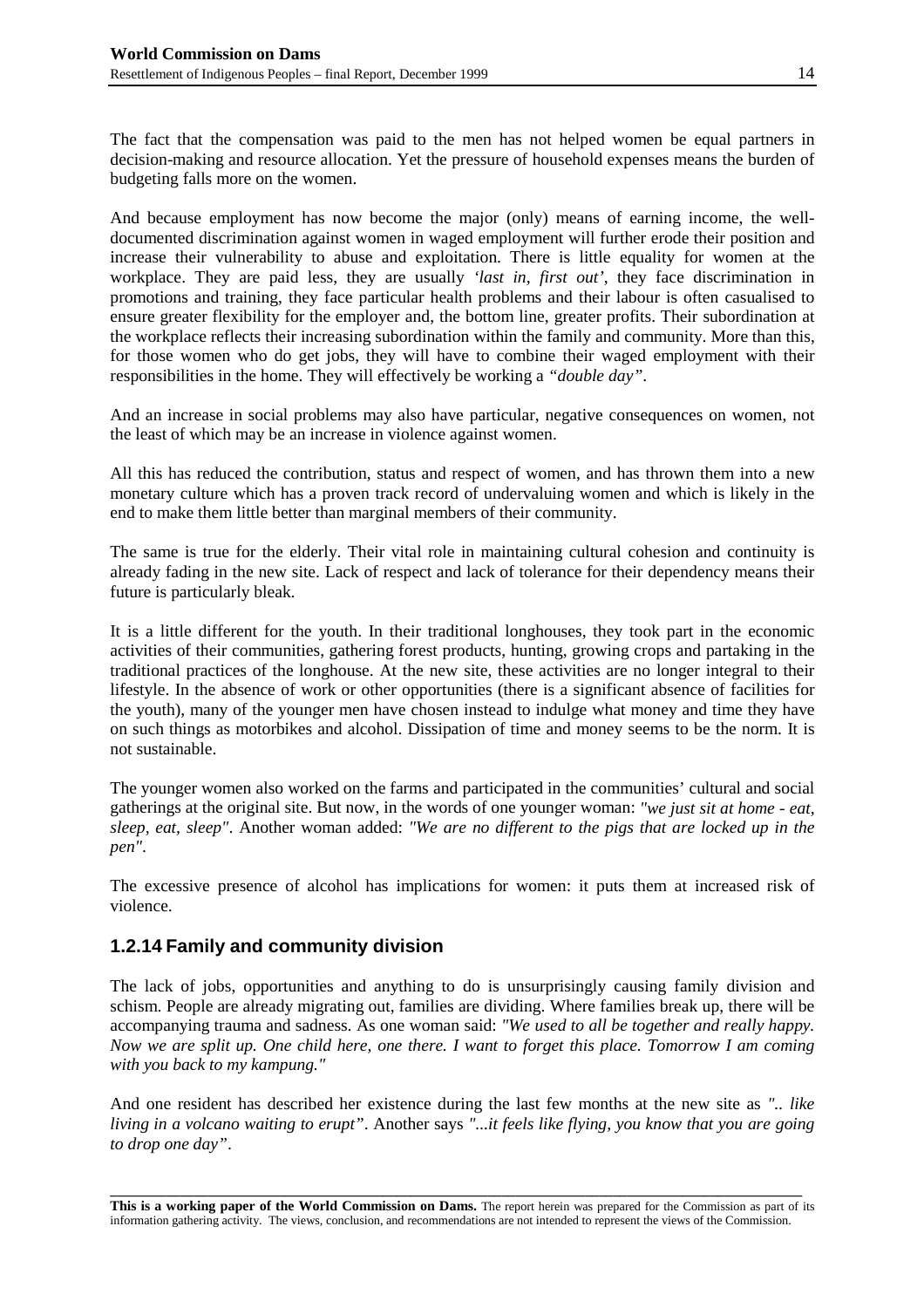The fact that the compensation was paid to the men has not helped women be equal partners in decision-making and resource allocation. Yet the pressure of household expenses means the burden of budgeting falls more on the women.

And because employment has now become the major (only) means of earning income, the well-documented discrimination against women in waged employment will further erode their position and increase their vulnerability to abuse and exploitation. There is little equality for women at the workplace. They are paid less, they are usually *'last in, first out'*, they face discrimination in promotions and training, they face particular health problems and their labour is often casualised to ensure greater flexibility for the employer and, the bottom line, greater profits. Their subordination at the workplace reflects their increasing subordination within the family and community. More than this, for those women who do get jobs, they will have to combine their waged employment with their responsibilities in the home. They will effectively be working a *"double day"*.

And an increase in social problems may also have particular, negative consequences on women, not the least of which may be an increase in violence against women.

All this has reduced the contribution, status and respect of women, and has thrown them into a new monetary culture which has a proven track record of undervaluing women and which is likely in the end to make them little better than marginal members of their community.

The same is true for the elderly. Their vital role in maintaining cultural cohesion and continuity is already fading in the new site. Lack of respect and lack of tolerance for their dependency means their future is particularly bleak.

It is a little different for the youth. In their traditional longhouses, they took part in the economic activities of their communities, gathering forest products, hunting, growing crops and partaking in the traditional practices of the longhouse. At the new site, these activities are no longer integral to their lifestyle. In the absence of work or other opportunities (there is a significant absence of facilities for the youth), many of the younger men have chosen instead to indulge what money and time they have on such things as motorbikes and alcohol. Dissipation of time and money seems to be the norm. It is not sustainable.

The younger women also worked on the farms and participated in the communities' cultural and social gatherings at the original site. But now, in the words of one younger woman: *"we just sit at home - eat, sleep, eat, sleep"*. Another woman added: *"We are no different to the pigs that are locked up in the pen"*.

The excessive presence of alcohol has implications for women: it puts them at increased risk of violence.

### 1.2.14 Family and community division

The lack of jobs, opportunities and anything to do is unsurprisingly causing family division and schism. People are already migrating out, families are dividing. Where families break up, there will be accompanying trauma and sadness. As one woman said: *"We used to all be together and really happy. Now we are split up. One child here, one there. I want to forget this place. Tomorrow I am coming with you back to my kampung."*

And one resident has described her existence during the last few months at the new site as *".. like living in a volcano waiting to erupt"*. Another says *"...it feels like flying, you know that you are going to drop one day"*.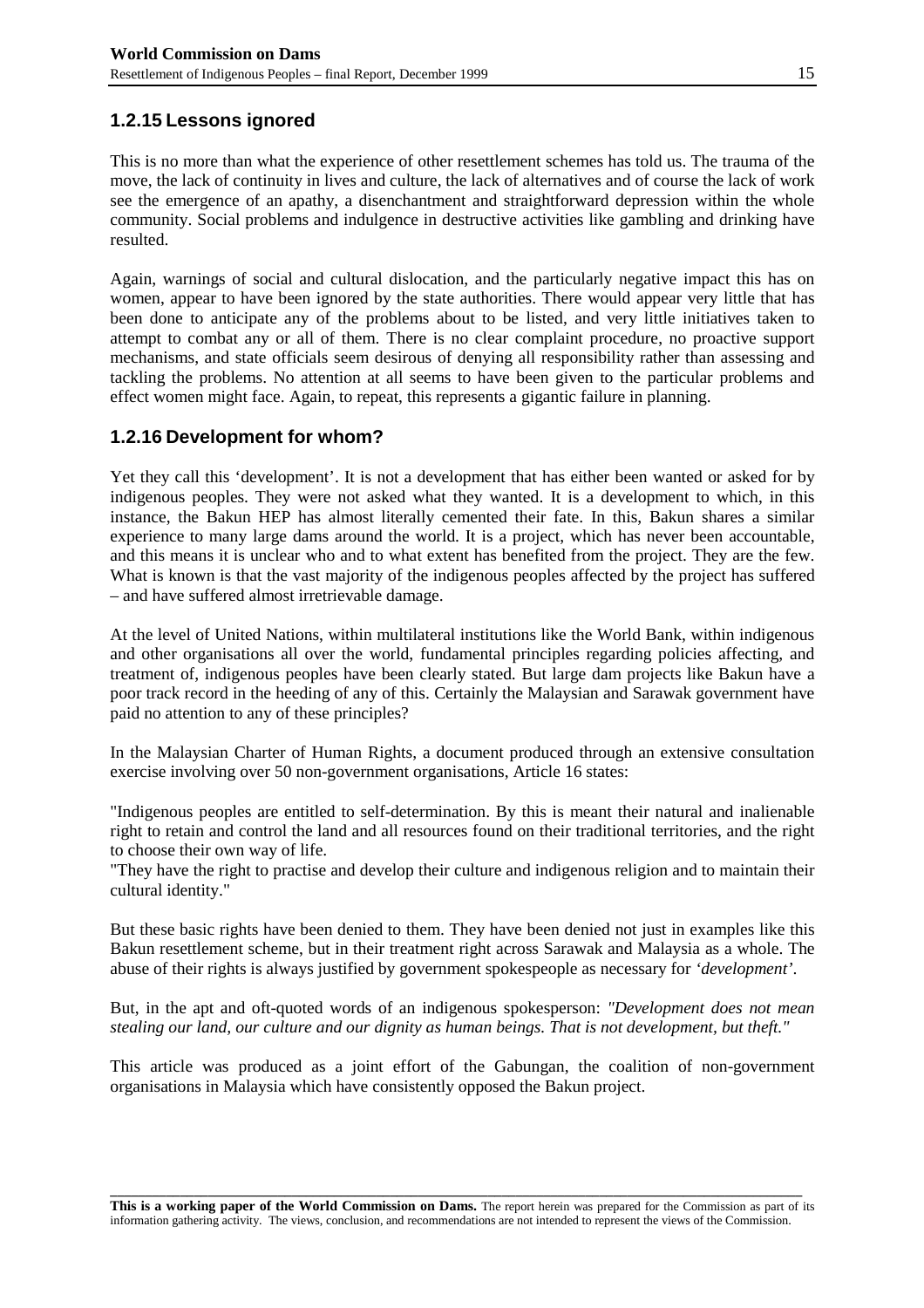### 1.2.15 Lessons ignored

This is no more than what the experience of other resettlement schemes has told us. The trauma of the move, the lack of continuity in lives and culture, the lack of alternatives and of course the lack of work see the emergence of an apathy, a disenchantment and straightforward depression within the whole community. Social problems and indulgence in destructive activities like gambling and drinking have resulted.

Again, warnings of social and cultural dislocation, and the particularly negative impact this has on women, appear to have been ignored by the state authorities. There would appear very little that has been done to anticipate any of the problems about to be listed, and very little initiatives taken to attempt to combat any or all of them. There is no clear complaint procedure, no proactive support mechanisms, and state officials seem desirous of denying all responsibility rather than assessing and tackling the problems. No attention at all seems to have been given to the particular problems and effect women might face. Again, to repeat, this represents a gigantic failure in planning.

### 1.2.16 Development for whom?

Yet they call this 'development'. It is not a development that has either been wanted or asked for by indigenous peoples. They were not asked what they wanted. It is a development to which, in this instance, the Bakun HEP has almost literally cemented their fate. In this, Bakun shares a similar experience to many large dams around the world. It is a project, which has never been accountable, and this means it is unclear who and to what extent has benefited from the project. They are the few. What is known is that the vast majority of the indigenous peoples affected by the project has suffered – and have suffered almost irretrievable damage.

At the level of United Nations, within multilateral institutions like the World Bank, within indigenous and other organisations all over the world, fundamental principles regarding policies affecting, and treatment of, indigenous peoples have been clearly stated. But large dam projects like Bakun have a poor track record in the heeding of any of this. Certainly the Malaysian and Sarawak government have paid no attention to any of these principles?

In the Malaysian Charter of Human Rights, a document produced through an extensive consultation exercise involving over 50 non-government organisations, Article 16 states:

"Indigenous peoples are entitled to self-determination. By this is meant their natural and inalienable right to retain and control the land and all resources found on their traditional territories, and the right to choose their own way of life.
"They have the right to practise and develop their culture and indigenous religion and to maintain their cultural identity."

But these basic rights have been denied to them. They have been denied not just in examples like this Bakun resettlement scheme, but in their treatment right across Sarawak and Malaysia as a whole. The abuse of their rights is always justified by government spokespeople as necessary for *'development'*.

But, in the apt and oft-quoted words of an indigenous spokesperson: *"Development does not mean stealing our land, our culture and our dignity as human beings. That is not development, but theft."*

This article was produced as a joint effort of the Gabungan, the coalition of non-government organisations in Malaysia which have consistently opposed the Bakun project.

**This is a working paper of the World Commission on Dams.** The report herein was prepared for the Commission as part of its information gathering activity. The views, conclusion, and recommendations are not intended to represent the views of the Commission.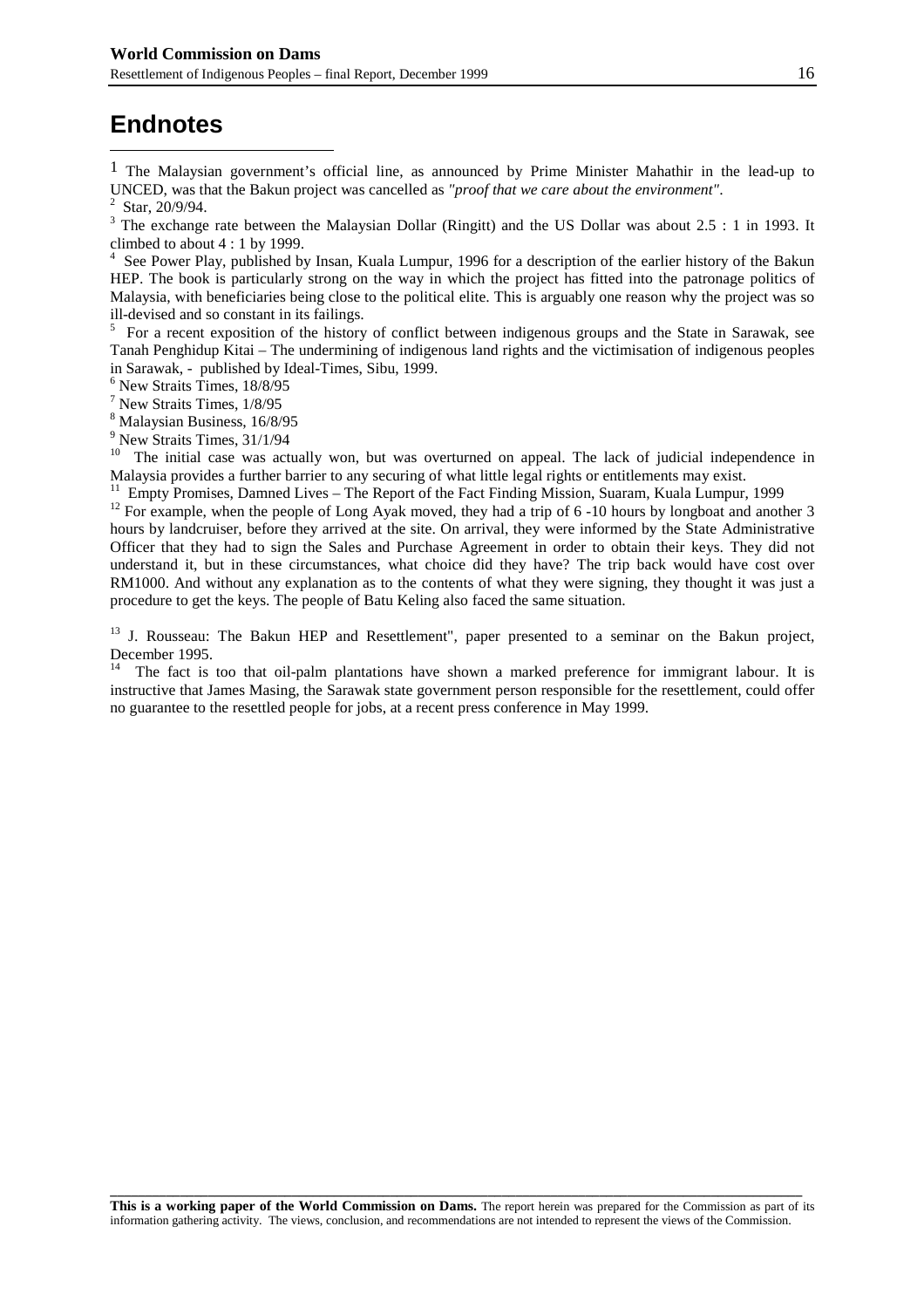# Endnotes

[1] The Malaysian government's official line, as announced by Prime Minister Mahathir in the lead-up to UNCED, was that the Bakun project was cancelled as *"proof that we care about the environment"*.

[2] Star, 20/9/94.

[3] The exchange rate between the Malaysian Dollar (Ringitt) and the US Dollar was about 2.5 : 1 in 1993. It climbed to about 4 : 1 by 1999.

[4] See Power Play, published by Insan, Kuala Lumpur, 1996 for a description of the earlier history of the Bakun HEP. The book is particularly strong on the way in which the project has fitted into the patronage politics of Malaysia, with beneficiaries being close to the political elite. This is arguably one reason why the project was so ill-devised and so constant in its failings.

[5] For a recent exposition of the history of conflict between indigenous groups and the State in Sarawak, see Tanah Penghidup Kitai – The undermining of indigenous land rights and the victimisation of indigenous peoples in Sarawak, - published by Ideal-Times, Sibu, 1999.

[6] New Straits Times, 18/8/95

[7] New Straits Times, 1/8/95

[8] Malaysian Business, 16/8/95

[9] New Straits Times, 31/1/94

[10] The initial case was actually won, but was overturned on appeal. The lack of judicial independence in Malaysia provides a further barrier to any securing of what little legal rights or entitlements may exist.

[11] Empty Promises, Damned Lives – The Report of the Fact Finding Mission, Suaram, Kuala Lumpur, 1999

[12] For example, when the people of Long Ayak moved, they had a trip of 6 -10 hours by longboat and another 3 hours by landcruiser, before they arrived at the site. On arrival, they were informed by the State Administrative Officer that they had to sign the Sales and Purchase Agreement in order to obtain their keys. They did not understand it, but in these circumstances, what choice did they have? The trip back would have cost over RM1000. And without any explanation as to the contents of what they were signing, they thought it was just a procedure to get the keys. The people of Batu Keling also faced the same situation.

[13] J. Rousseau: The Bakun HEP and Resettlement", paper presented to a seminar on the Bakun project, December 1995.

[14] The fact is too that oil-palm plantations have shown a marked preference for immigrant labour. It is instructive that James Masing, the Sarawak state government person responsible for the resettlement, could offer no guarantee to the resettled people for jobs, at a recent press conference in May 1999.